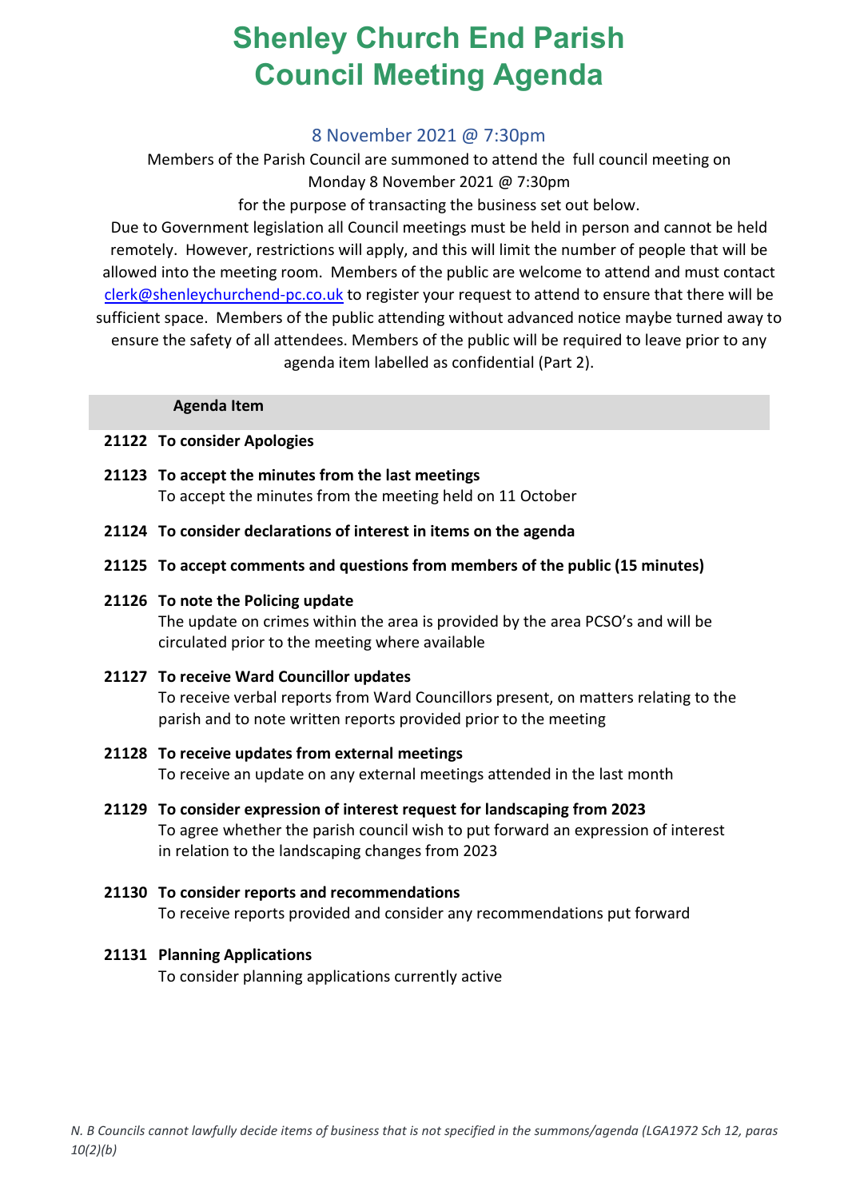# Shenley Church End Parish Council Meeting Agenda

## 8 November 2021 @ 7:30pm

Members of the Parish Council are summoned to attend the full council meeting on Monday 8 November 2021 @ 7:30pm for the purpose of transacting the business set out below.

Due to Government legislation all Council meetings must be held in person and cannot be held remotely. However, restrictions will apply, and this will limit the number of people that will be allowed into the meeting room. Members of the public are welcome to attend and must contact clerk@shenleychurchend-pc.co.uk to register your request to attend to ensure that there will be sufficient space. Members of the public attending without advanced notice maybe turned away to ensure the safety of all attendees. Members of the public will be required to leave prior to any agenda item labelled as confidential (Part 2).

| | Agenda Item |
|---|---|
| **21122** | **To consider Apologies** |
| **21123** | **To accept the minutes from the last meetings**<br>To accept the minutes from the meeting held on 11 October |
| **21124** | **To consider declarations of interest in items on the agenda** |
| **21125** | **To accept comments and questions from members of the public (15 minutes)** |
| **21126** | **To note the Policing update**<br>The update on crimes within the area is provided by the area PCSO's and will be circulated prior to the meeting where available |
| **21127** | **To receive Ward Councillor updates**<br>To receive verbal reports from Ward Councillors present, on matters relating to the parish and to note written reports provided prior to the meeting |
| **21128** | **To receive updates from external meetings**<br>To receive an update on any external meetings attended in the last month |
| **21129** | **To consider expression of interest request for landscaping from 2023**<br>To agree whether the parish council wish to put forward an expression of interest in relation to the landscaping changes from 2023 |
| **21130** | **To consider reports and recommendations**<br>To receive reports provided and consider any recommendations put forward |
| **21131** | **Planning Applications**<br>To consider planning applications currently active |

*N. B Councils cannot lawfully decide items of business that is not specified in the summons/agenda (LGA1972 Sch 12, paras 10(2)(b)*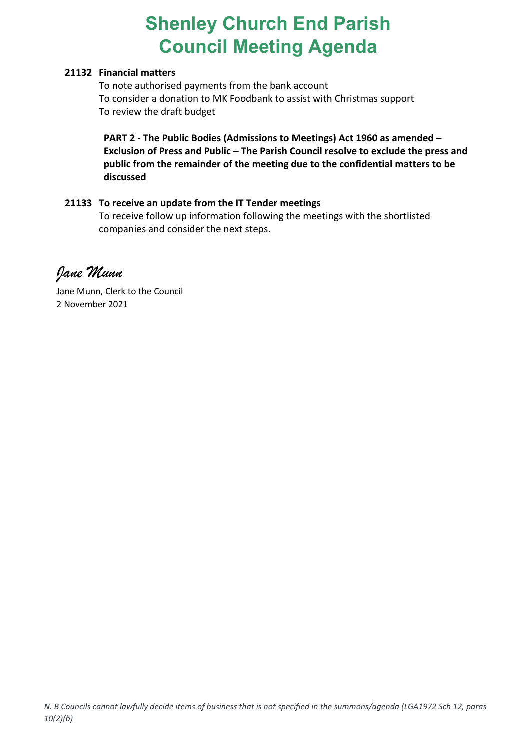# Shenley Church End Parish Council Meeting Agenda

**21132 Financial matters**

To note authorised payments from the bank account
To consider a donation to MK Foodbank to assist with Christmas support
To review the draft budget

**PART 2 - The Public Bodies (Admissions to Meetings) Act 1960 as amended – Exclusion of Press and Public – The Parish Council resolve to exclude the press and public from the remainder of the meeting due to the confidential matters to be discussed**

**21133 To receive an update from the IT Tender meetings**

To receive follow up information following the meetings with the shortlisted companies and consider the next steps.

*Jane Munn*

Jane Munn, Clerk to the Council
2 November 2021

*N. B Councils cannot lawfully decide items of business that is not specified in the summons/agenda (LGA1972 Sch 12, paras 10(2)(b)*